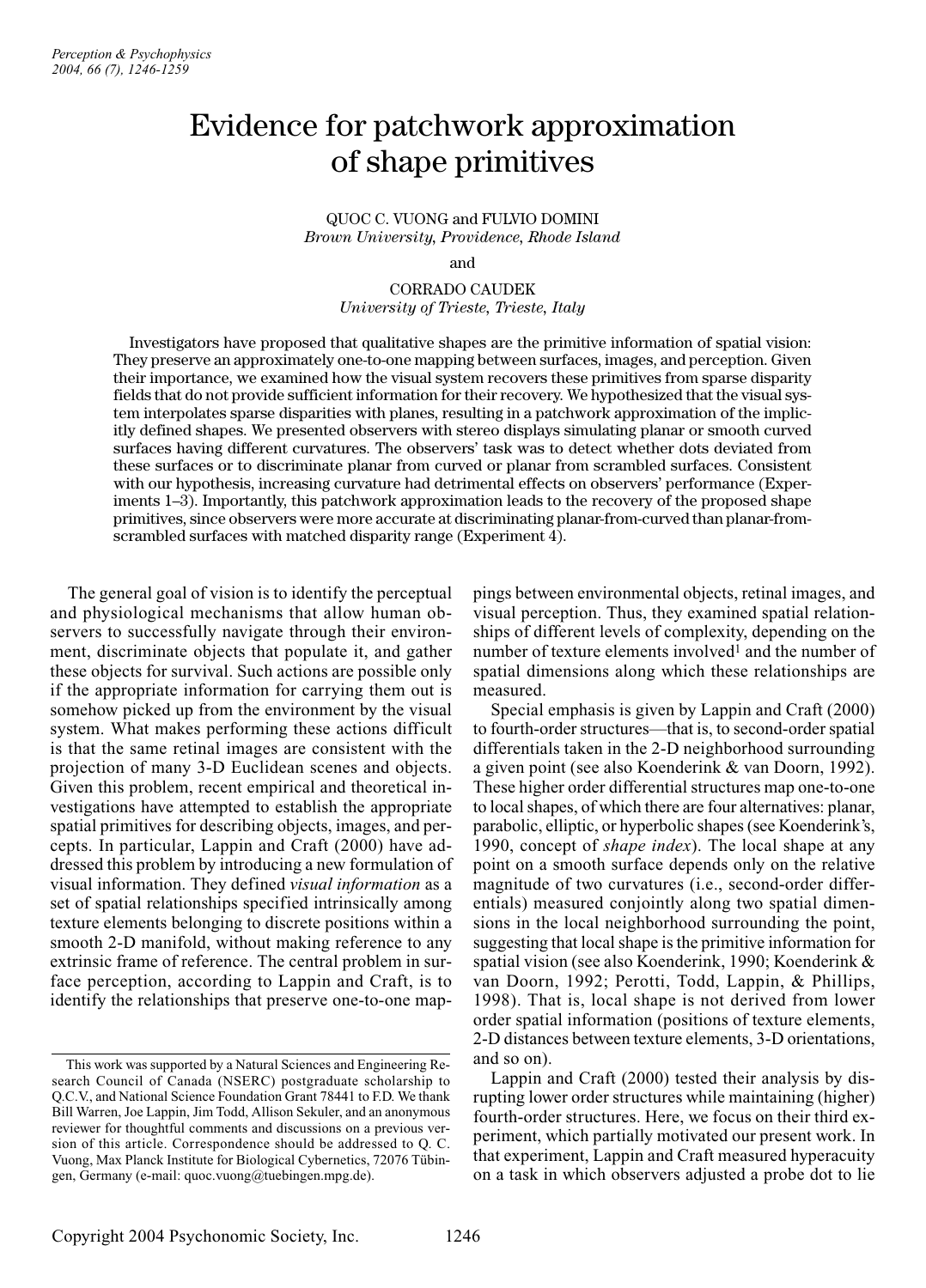# Evidence for patchwork approximation of shape primitives

QUOC C. VUONG and FULVIO DOMINI
*Brown University, Providence, Rhode Island*

and

CORRADO CAUDEK
*University of Trieste, Trieste, Italy*

Investigators have proposed that qualitative shapes are the primitive information of spatial vision: They preserve an approximately one-to-one mapping between surfaces, images, and perception. Given their importance, we examined how the visual system recovers these primitives from sparse disparity fields that do not provide sufficient information for their recovery. We hypothesized that the visual system interpolates sparse disparities with planes, resulting in a patchwork approximation of the implicitly defined shapes. We presented observers with stereo displays simulating planar or smooth curved surfaces having different curvatures. The observers' task was to detect whether dots deviated from these surfaces or to discriminate planar from curved or planar from scrambled surfaces. Consistent with our hypothesis, increasing curvature had detrimental effects on observers' performance (Experiments 1–3). Importantly, this patchwork approximation leads to the recovery of the proposed shape primitives, since observers were more accurate at discriminating planar-from-curved than planar-from-scrambled surfaces with matched disparity range (Experiment 4).

The general goal of vision is to identify the perceptual and physiological mechanisms that allow human observers to successfully navigate through their environment, discriminate objects that populate it, and gather these objects for survival. Such actions are possible only if the appropriate information for carrying them out is somehow picked up from the environment by the visual system. What makes performing these actions difficult is that the same retinal images are consistent with the projection of many 3-D Euclidean scenes and objects. Given this problem, recent empirical and theoretical investigations have attempted to establish the appropriate spatial primitives for describing objects, images, and percepts. In particular, Lappin and Craft (2000) have addressed this problem by introducing a new formulation of visual information. They defined *visual information* as a set of spatial relationships specified intrinsically among texture elements belonging to discrete positions within a smooth 2-D manifold, without making reference to any extrinsic frame of reference. The central problem in surface perception, according to Lappin and Craft, is to identify the relationships that preserve one-to-one mappings between environmental objects, retinal images, and visual perception. Thus, they examined spatial relationships of different levels of complexity, depending on the number of texture elements involved[1] and the number of spatial dimensions along which these relationships are measured.

Special emphasis is given by Lappin and Craft (2000) to fourth-order structures—that is, to second-order spatial differentials taken in the 2-D neighborhood surrounding a given point (see also Koenderink & van Doorn, 1992). These higher order differential structures map one-to-one to local shapes, of which there are four alternatives: planar, parabolic, elliptic, or hyperbolic shapes (see Koenderink's, 1990, concept of *shape index*). The local shape at any point on a smooth surface depends only on the relative magnitude of two curvatures (i.e., second-order differentials) measured conjointly along two spatial dimensions in the local neighborhood surrounding the point, suggesting that local shape is the primitive information for spatial vision (see also Koenderink, 1990; Koenderink & van Doorn, 1992; Perotti, Todd, Lappin, & Phillips, 1998). That is, local shape is not derived from lower order spatial information (positions of texture elements, 2-D distances between texture elements, 3-D orientations, and so on).

Lappin and Craft (2000) tested their analysis by disrupting lower order structures while maintaining (higher) fourth-order structures. Here, we focus on their third experiment, which partially motivated our present work. In that experiment, Lappin and Craft measured hyperacuity on a task in which observers adjusted a probe dot to lie

---

This work was supported by a Natural Sciences and Engineering Research Council of Canada (NSERC) postgraduate scholarship to Q.C.V., and National Science Foundation Grant 78441 to F.D. We thank Bill Warren, Joe Lappin, Jim Todd, Allison Sekuler, and an anonymous reviewer for thoughtful comments and discussions on a previous version of this article. Correspondence should be addressed to Q. C. Vuong, Max Planck Institute for Biological Cybernetics, 72076 Tübingen, Germany (e-mail: quoc.vuong@tuebingen.mpg.de).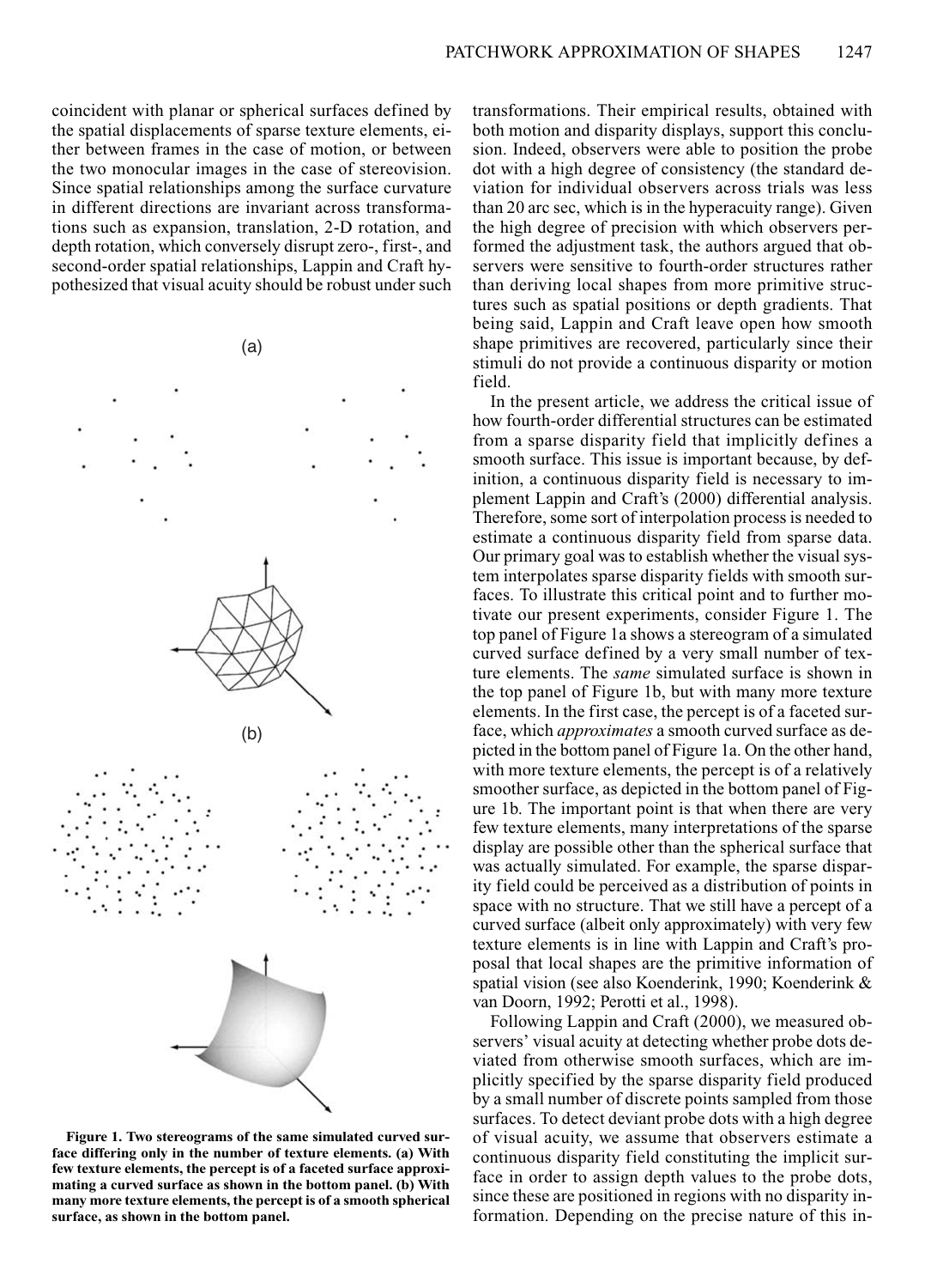coincident with planar or spherical surfaces defined by the spatial displacements of sparse texture elements, either between frames in the case of motion, or between the two monocular images in the case of stereovision. Since spatial relationships among the surface curvature in different directions are invariant across transformations such as expansion, translation, 2-D rotation, and depth rotation, which conversely disrupt zero-, first-, and second-order spatial relationships, Lappin and Craft hypothesized that visual acuity should be robust under such transformations. Their empirical results, obtained with both motion and disparity displays, support this conclusion. Indeed, observers were able to position the probe dot with a high degree of consistency (the standard deviation for individual observers across trials was less than 20 arc sec, which is in the hyperacuity range). Given the high degree of precision with which observers performed the adjustment task, the authors argued that observers were sensitive to fourth-order structures rather than deriving local shapes from more primitive structures such as spatial positions or depth gradients. That being said, Lappin and Craft leave open how smooth shape primitives are recovered, particularly since their stimuli do not provide a continuous disparity or motion field.

Figure 1. Two stereograms of the same simulated curved surface differing only in the number of texture elements. (a) With few texture elements, the percept is of a faceted surface approximating a curved surface as shown in the bottom panel. (b) With many more texture elements, the percept is of a smooth spherical surface, as shown in the bottom panel.

In the present article, we address the critical issue of how fourth-order differential structures can be estimated from a sparse disparity field that implicitly defines a smooth surface. This issue is important because, by definition, a continuous disparity field is necessary to implement Lappin and Craft's (2000) differential analysis. Therefore, some sort of interpolation process is needed to estimate a continuous disparity field from sparse data. Our primary goal was to establish whether the visual system interpolates sparse disparity fields with smooth surfaces. To illustrate this critical point and to further motivate our present experiments, consider Figure 1. The top panel of Figure 1a shows a stereogram of a simulated curved surface defined by a very small number of texture elements. The *same* simulated surface is shown in the top panel of Figure 1b, but with many more texture elements. In the first case, the percept is of a faceted surface, which *approximates* a smooth curved surface as depicted in the bottom panel of Figure 1a. On the other hand, with more texture elements, the percept is of a relatively smoother surface, as depicted in the bottom panel of Figure 1b. The important point is that when there are very few texture elements, many interpretations of the sparse display are possible other than the spherical surface that was actually simulated. For example, the sparse disparity field could be perceived as a distribution of points in space with no structure. That we still have a percept of a curved surface (albeit only approximately) with very few texture elements is in line with Lappin and Craft's proposal that local shapes are the primitive information of spatial vision (see also Koenderink, 1990; Koenderink & van Doorn, 1992; Perotti et al., 1998).

Following Lappin and Craft (2000), we measured observers' visual acuity at detecting whether probe dots deviated from otherwise smooth surfaces, which are implicitly specified by the sparse disparity field produced by a small number of discrete points sampled from those surfaces. To detect deviant probe dots with a high degree of visual acuity, we assume that observers estimate a continuous disparity field constituting the implicit surface in order to assign depth values to the probe dots, since these are positioned in regions with no disparity information. Depending on the precise nature of this in-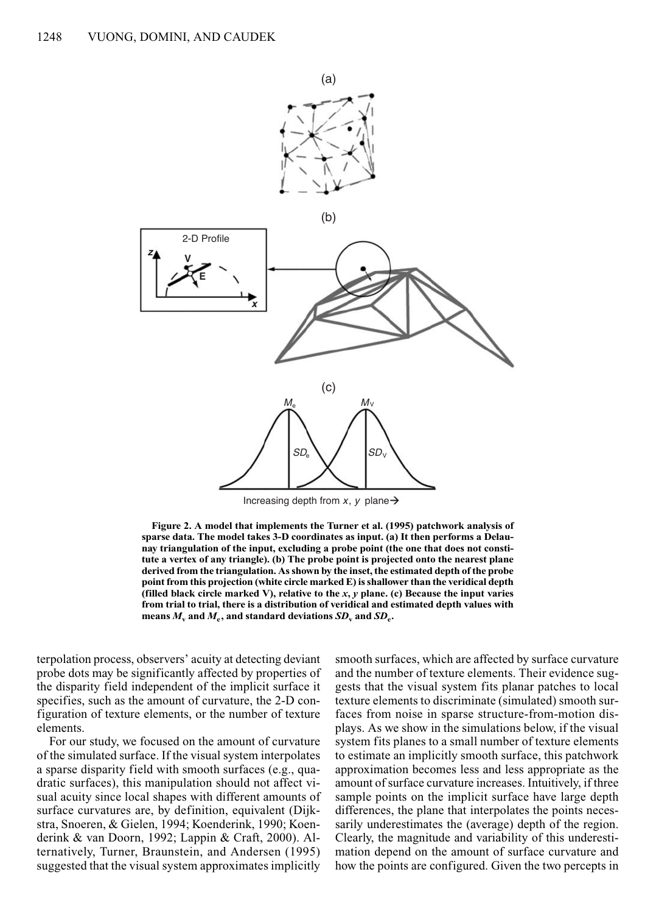**Figure 2. A model that implements the Turner et al. (1995) patchwork analysis of sparse data. The model takes 3-D coordinates as input. (a) It then performs a Delaunay triangulation of the input, excluding a probe point (the one that does not constitute a vertex of any triangle). (b) The probe point is projected onto the nearest plane derived from the triangulation. As shown by the inset, the estimated depth of the probe point from this projection (white circle marked E) is shallower than the veridical depth (filled black circle marked V), relative to the *x*, *y* plane. (c) Because the input varies from trial to trial, there is a distribution of veridical and estimated depth values with means $M_v$ and $M_e$, and standard deviations $SD_v$ and $SD_e$.**

terpolation process, observers' acuity at detecting deviant probe dots may be significantly affected by properties of the disparity field independent of the implicit surface it specifies, such as the amount of curvature, the 2-D configuration of texture elements, or the number of texture elements.

For our study, we focused on the amount of curvature of the simulated surface. If the visual system interpolates a sparse disparity field with smooth surfaces (e.g., quadratic surfaces), this manipulation should not affect visual acuity since local shapes with different amounts of surface curvatures are, by definition, equivalent (Dijkstra, Snoeren, & Gielen, 1994; Koenderink, 1990; Koenderink & van Doorn, 1992; Lappin & Craft, 2000). Alternatively, Turner, Braunstein, and Andersen (1995) suggested that the visual system approximates implicitly smooth surfaces, which are affected by surface curvature and the number of texture elements. Their evidence suggests that the visual system fits planar patches to local texture elements to discriminate (simulated) smooth surfaces from noise in sparse structure-from-motion displays. As we show in the simulations below, if the visual system fits planes to a small number of texture elements to estimate an implicitly smooth surface, this patchwork approximation becomes less and less appropriate as the amount of surface curvature increases. Intuitively, if three sample points on the implicit surface have large depth differences, the plane that interpolates the points necessarily underestimates the (average) depth of the region. Clearly, the magnitude and variability of this underestimation depend on the amount of surface curvature and how the points are configured. Given the two percepts in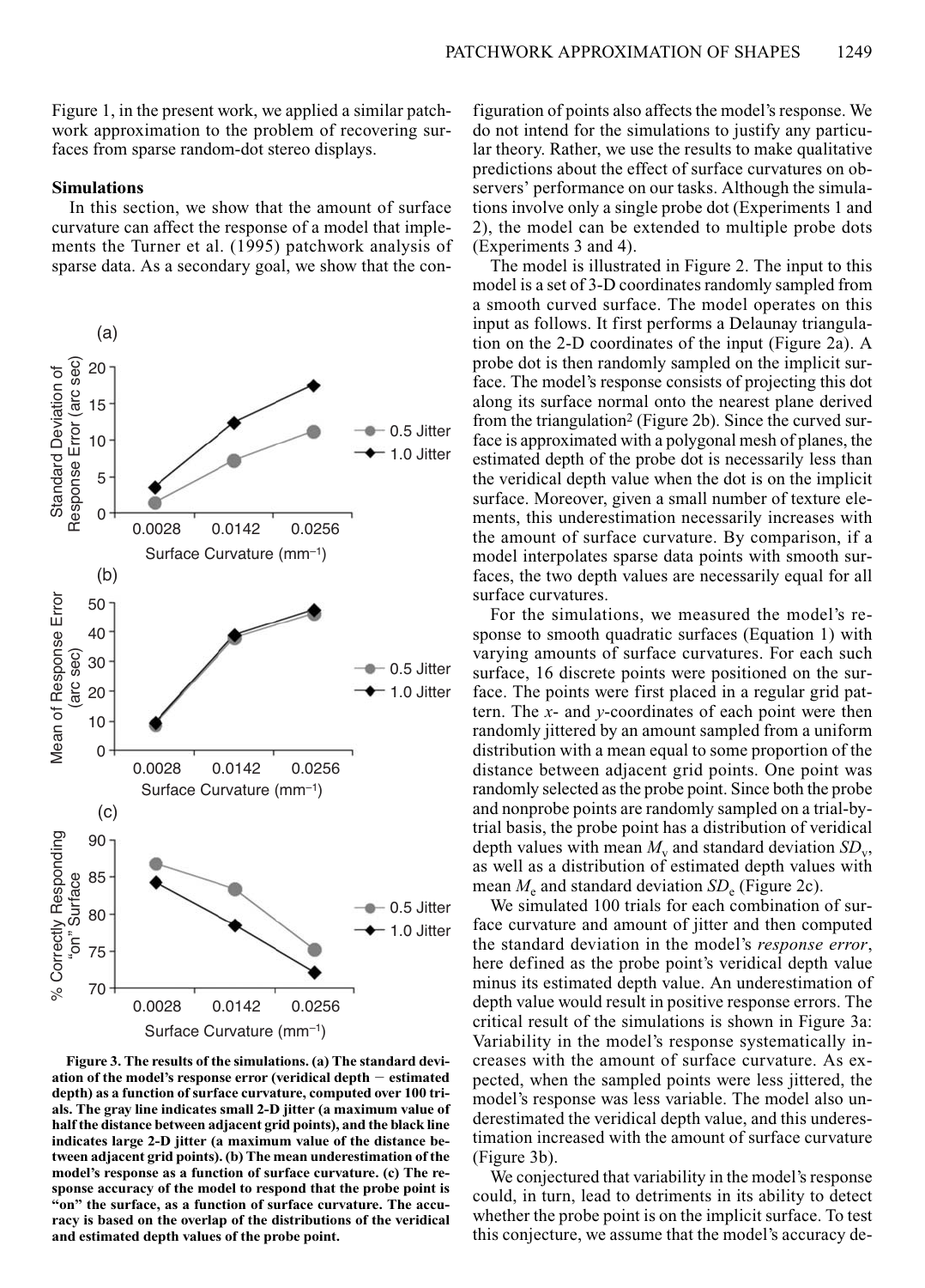Figure 1, in the present work, we applied a similar patchwork approximation to the problem of recovering surfaces from sparse random-dot stereo displays.

### Simulations

In this section, we show that the amount of surface curvature can affect the response of a model that implements the Turner et al. (1995) patchwork analysis of sparse data. As a secondary goal, we show that the configuration of points also affects the model's response. We do not intend for the simulations to justify any particular theory. Rather, we use the results to make qualitative predictions about the effect of surface curvatures on observers' performance on our tasks. Although the simulations involve only a single probe dot (Experiments 1 and 2), the model can be extended to multiple probe dots (Experiments 3 and 4).

The model is illustrated in Figure 2. The input to this model is a set of 3-D coordinates randomly sampled from a smooth curved surface. The model operates on this input as follows. It first performs a Delaunay triangulation on the 2-D coordinates of the input (Figure 2a). A probe dot is then randomly sampled on the implicit surface. The model's response consists of projecting this dot along its surface normal onto the nearest plane derived from the triangulation[2] (Figure 2b). Since the curved surface is approximated with a polygonal mesh of planes, the estimated depth of the probe dot is necessarily less than the veridical depth value when the dot is on the implicit surface. Moreover, given a small number of texture elements, this underestimation necessarily increases with the amount of surface curvature. By comparison, if a model interpolates sparse data points with smooth surfaces, the two depth values are necessarily equal for all surface curvatures.

For the simulations, we measured the model's response to smooth quadratic surfaces (Equation 1) with varying amounts of surface curvatures. For each such surface, 16 discrete points were positioned on the surface. The points were first placed in a regular grid pattern. The $x$- and $y$-coordinates of each point were then randomly jittered by an amount sampled from a uniform distribution with a mean equal to some proportion of the distance between adjacent grid points. One point was randomly selected as the probe point. Since both the probe and nonprobe points are randomly sampled on a trial-by-trial basis, the probe point has a distribution of veridical depth values with mean $M_v$ and standard deviation $SD_v$, as well as a distribution of estimated depth values with mean $M_e$ and standard deviation $SD_e$ (Figure 2c).

We simulated 100 trials for each combination of surface curvature and amount of jitter and then computed the standard deviation in the model's *response error*, here defined as the probe point's veridical depth value minus its estimated depth value. An underestimation of depth value would result in positive response errors. The critical result of the simulations is shown in Figure 3a: Variability in the model's response systematically increases with the amount of surface curvature. As expected, when the sampled points were less jittered, the model's response was less variable. The model also underestimated the veridical depth value, and this underestimation increased with the amount of surface curvature (Figure 3b).

We conjectured that variability in the model's response could, in turn, lead to detriments in its ability to detect whether the probe point is on the implicit surface. To test this conjecture, we assume that the model's accuracy de-

**Figure 3. The results of the simulations. (a) The standard deviation of the model's response error (veridical depth − estimated depth) as a function of surface curvature, computed over 100 trials. The gray line indicates small 2-D jitter (a maximum value of half the distance between adjacent grid points), and the black line indicates large 2-D jitter (a maximum value of the distance between adjacent grid points). (b) The mean underestimation of the model's response as a function of surface curvature. (c) The response accuracy of the model to respond that the probe point is "on" the surface, as a function of surface curvature. The accuracy is based on the overlap of the distributions of the veridical and estimated depth values of the probe point.**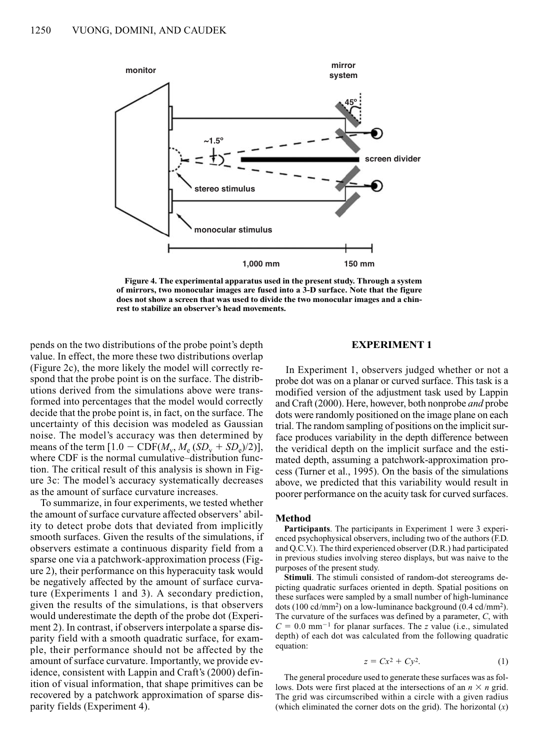Figure 4. The experimental apparatus used in the present study. Through a system of mirrors, two monocular images are fused into a 3-D surface. Note that the figure does not show a screen that was used to divide the two monocular images and a chinrest to stabilize an observer's head movements.

pends on the two distributions of the probe point's depth value. In effect, the more these two distributions overlap (Figure 2c), the more likely the model will correctly respond that the probe point is on the surface. The distributions derived from the simulations above were transformed into percentages that the model would correctly decide that the probe point is, in fact, on the surface. The uncertainty of this decision was modeled as Gaussian noise. The model's accuracy was then determined by means of the term $[1.0 - \text{CDF}(M_v, M_e\,(SD_v + SD_e)/2)]$, where CDF is the normal cumulative–distribution function. The critical result of this analysis is shown in Figure 3c: The model's accuracy systematically decreases as the amount of surface curvature increases.

To summarize, in four experiments, we tested whether the amount of surface curvature affected observers' ability to detect probe dots that deviated from implicitly smooth surfaces. Given the results of the simulations, if observers estimate a continuous disparity field from a sparse one via a patchwork-approximation process (Figure 2), their performance on this hyperacuity task would be negatively affected by the amount of surface curvature (Experiments 1 and 3). A secondary prediction, given the results of the simulations, is that observers would underestimate the depth of the probe dot (Experiment 2). In contrast, if observers interpolate a sparse disparity field with a smooth quadratic surface, for example, their performance should not be affected by the amount of surface curvature. Importantly, we provide evidence, consistent with Lappin and Craft's (2000) definition of visual information, that shape primitives can be recovered by a patchwork approximation of sparse disparity fields (Experiment 4).

## EXPERIMENT 1

In Experiment 1, observers judged whether or not a probe dot was on a planar or curved surface. This task is a modified version of the adjustment task used by Lappin and Craft (2000). Here, however, both nonprobe *and* probe dots were randomly positioned on the image plane on each trial. The random sampling of positions on the implicit surface produces variability in the depth difference between the veridical depth on the implicit surface and the estimated depth, assuming a patchwork-approximation process (Turner et al., 1995). On the basis of the simulations above, we predicted that this variability would result in poorer performance on the acuity task for curved surfaces.

### Method

**Participants**. The participants in Experiment 1 were 3 experienced psychophysical observers, including two of the authors (F.D. and Q.C.V.). The third experienced observer (D.R.) had participated in previous studies involving stereo displays, but was naive to the purposes of the present study.

**Stimuli**. The stimuli consisted of random-dot stereograms depicting quadratic surfaces oriented in depth. Spatial positions on these surfaces were sampled by a small number of high-luminance dots (100 cd/mm$^2$) on a low-luminance background (0.4 cd/mm$^2$). The curvature of the surfaces was defined by a parameter, $C$, with $C = 0.0$ mm$^{-1}$ for planar surfaces. The $z$ value (i.e., simulated depth) of each dot was calculated from the following quadratic equation:

$$z = Cx^2 + Cy^2. \tag{1}$$

The general procedure used to generate these surfaces was as follows. Dots were first placed at the intersections of an $n \times n$ grid. The grid was circumscribed within a circle with a given radius (which eliminated the corner dots on the grid). The horizontal ($x$)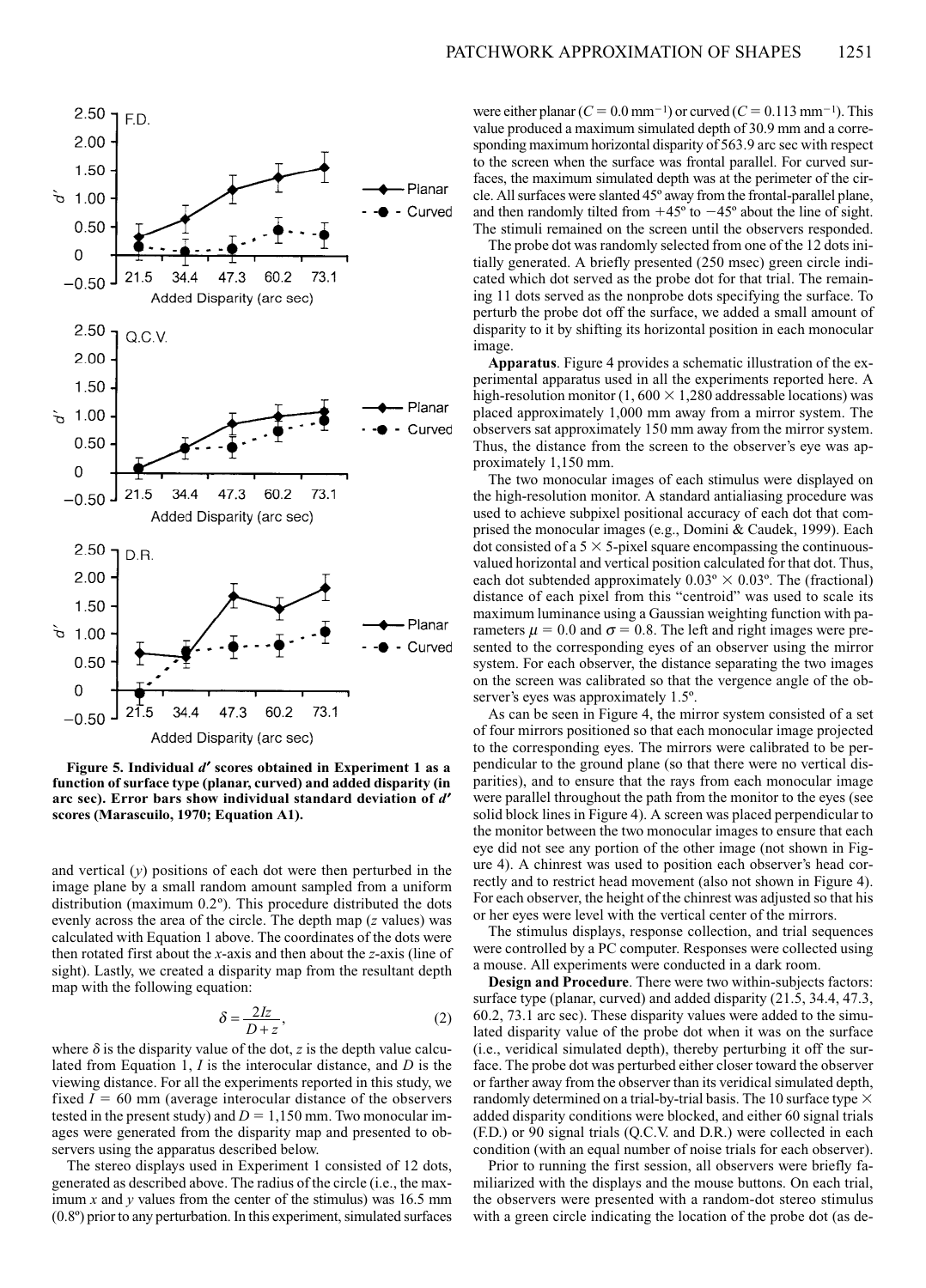**Figure 5. Individual $d'$ scores obtained in Experiment 1 as a function of surface type (planar, curved) and added disparity (in arc sec). Error bars show individual standard deviation of $d'$ scores (Marascuilo, 1970; Equation A1).**

and vertical ($y$) positions of each dot were then perturbed in the image plane by a small random amount sampled from a uniform distribution (maximum 0.2º). This procedure distributed the dots evenly across the area of the circle. The depth map ($z$ values) was calculated with Equation 1 above. The coordinates of the dots were then rotated first about the $x$-axis and then about the $z$-axis (line of sight). Lastly, we created a disparity map from the resultant depth map with the following equation:

$$\delta = \frac{2Iz}{D + z}, \tag{2}$$

where $\delta$ is the disparity value of the dot, $z$ is the depth value calculated from Equation 1, $I$ is the interocular distance, and $D$ is the viewing distance. For all the experiments reported in this study, we fixed $I = 60$ mm (average interocular distance of the observers tested in the present study) and $D = 1{,}150$ mm. Two monocular images were generated from the disparity map and presented to observers using the apparatus described below.

The stereo displays used in Experiment 1 consisted of 12 dots, generated as described above. The radius of the circle (i.e., the maximum $x$ and $y$ values from the center of the stimulus) was 16.5 mm (0.8º) prior to any perturbation. In this experiment, simulated surfaces were either planar ($C = 0.0\ \text{mm}^{-1}$) or curved ($C = 0.113\ \text{mm}^{-1}$). This value produced a maximum simulated depth of 30.9 mm and a corresponding maximum horizontal disparity of 563.9 arc sec with respect to the screen when the surface was frontal parallel. For curved surfaces, the maximum simulated depth was at the perimeter of the circle. All surfaces were slanted 45º away from the frontal-parallel plane, and then randomly tilted from +45º to −45º about the line of sight. The stimuli remained on the screen until the observers responded.

The probe dot was randomly selected from one of the 12 dots initially generated. A briefly presented (250 msec) green circle indicated which dot served as the probe dot for that trial. The remaining 11 dots served as the nonprobe dots specifying the surface. To perturb the probe dot off the surface, we added a small amount of disparity to it by shifting its horizontal position in each monocular image.

**Apparatus**. Figure 4 provides a schematic illustration of the experimental apparatus used in all the experiments reported here. A high-resolution monitor (1,600 × 1,280 addressable locations) was placed approximately 1,000 mm away from a mirror system. The observers sat approximately 150 mm away from the mirror system. Thus, the distance from the screen to the observer's eye was approximately 1,150 mm.

The two monocular images of each stimulus were displayed on the high-resolution monitor. A standard antialiasing procedure was used to achieve subpixel positional accuracy of each dot that comprised the monocular images (e.g., Domini & Caudek, 1999). Each dot consisted of a 5 × 5-pixel square encompassing the continuous-valued horizontal and vertical position calculated for that dot. Thus, each dot subtended approximately 0.03º × 0.03º. The (fractional) distance of each pixel from this "centroid" was used to scale its maximum luminance using a Gaussian weighting function with parameters $\mu = 0.0$ and $\sigma = 0.8$. The left and right images were presented to the corresponding eyes of an observer using the mirror system. For each observer, the distance separating the two images on the screen was calibrated so that the vergence angle of the observer's eyes was approximately 1.5º.

As can be seen in Figure 4, the mirror system consisted of a set of four mirrors positioned so that each monocular image projected to the corresponding eyes. The mirrors were calibrated to be perpendicular to the ground plane (so that there were no vertical disparities), and to ensure that the rays from each monocular image were parallel throughout the path from the monitor to the eyes (see solid block lines in Figure 4). A screen was placed perpendicular to the monitor between the two monocular images to ensure that each eye did not see any portion of the other image (not shown in Figure 4). A chinrest was used to position each observer's head correctly and to restrict head movement (also not shown in Figure 4). For each observer, the height of the chinrest was adjusted so that his or her eyes were level with the vertical center of the mirrors.

The stimulus displays, response collection, and trial sequences were controlled by a PC computer. Responses were collected using a mouse. All experiments were conducted in a dark room.

**Design and Procedure**. There were two within-subjects factors: surface type (planar, curved) and added disparity (21.5, 34.4, 47.3, 60.2, 73.1 arc sec). These disparity values were added to the simulated disparity value of the probe dot when it was on the surface (i.e., veridical simulated depth), thereby perturbing it off the surface. The probe dot was perturbed either closer toward the observer or farther away from the observer than its veridical simulated depth, randomly determined on a trial-by-trial basis. The 10 surface type × added disparity conditions were blocked, and either 60 signal trials (F.D.) or 90 signal trials (Q.C.V. and D.R.) were collected in each condition (with an equal number of noise trials for each observer).

Prior to running the first session, all observers were briefly familiarized with the displays and the mouse buttons. On each trial, the observers were presented with a random-dot stereo stimulus with a green circle indicating the location of the probe dot (as de-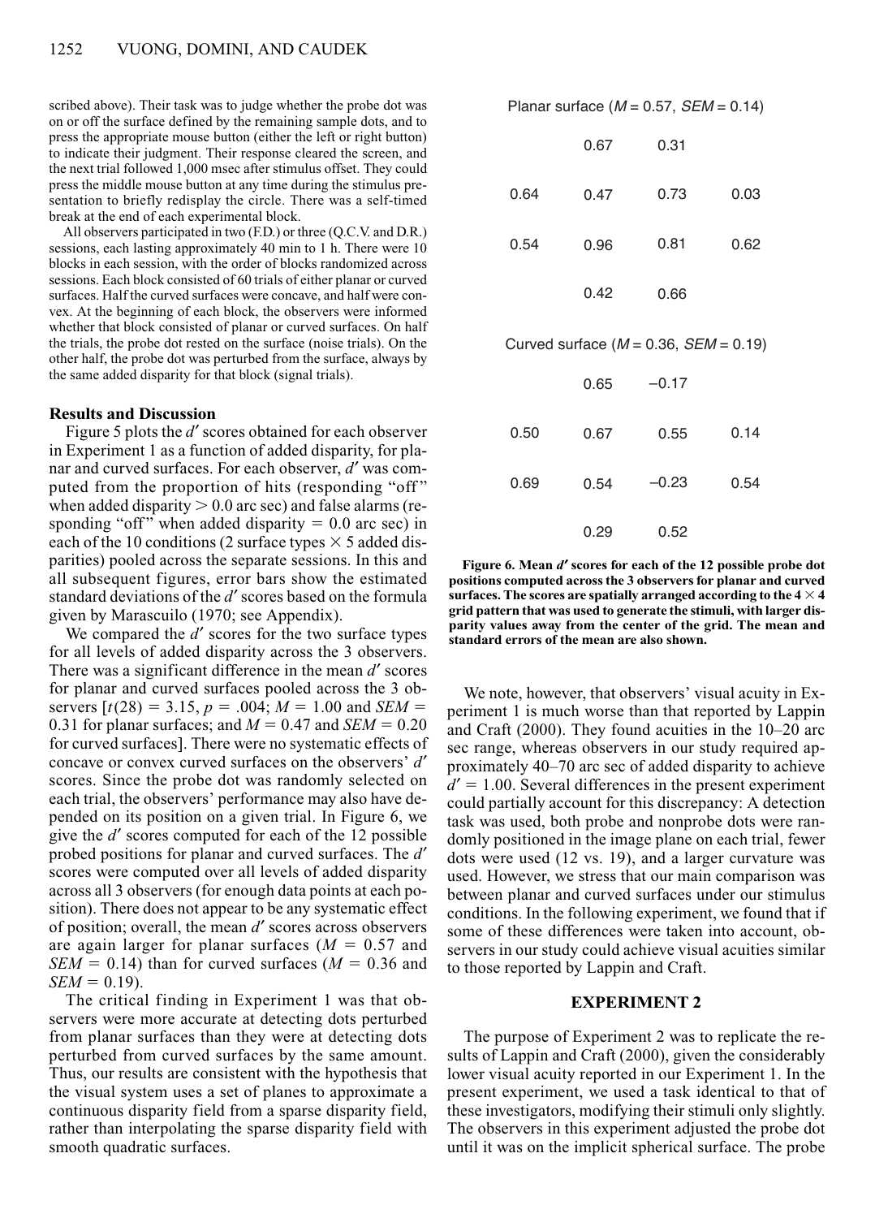scribed above). Their task was to judge whether the probe dot was on or off the surface defined by the remaining sample dots, and to press the appropriate mouse button (either the left or right button) to indicate their judgment. Their response cleared the screen, and the next trial followed 1,000 msec after stimulus offset. They could press the middle mouse button at any time during the stimulus presentation to briefly redisplay the circle. There was a self-timed break at the end of each experimental block.

All observers participated in two (F.D.) or three (Q.C.V. and D.R.) sessions, each lasting approximately 40 min to 1 h. There were 10 blocks in each session, with the order of blocks randomized across sessions. Each block consisted of 60 trials of either planar or curved surfaces. Half the curved surfaces were concave, and half were convex. At the beginning of each block, the observers were informed whether that block consisted of planar or curved surfaces. On half the trials, the probe dot rested on the surface (noise trials). On the other half, the probe dot was perturbed from the surface, always by the same added disparity for that block (signal trials).

## Results and Discussion

Figure 5 plots the $d'$ scores obtained for each observer in Experiment 1 as a function of added disparity, for planar and curved surfaces. For each observer, $d'$ was computed from the proportion of hits (responding "off" when added disparity $> 0.0$ arc sec) and false alarms (responding "off" when added disparity $= 0.0$ arc sec) in each of the 10 conditions (2 surface types $\times$ 5 added disparities) pooled across the separate sessions. In this and all subsequent figures, error bars show the estimated standard deviations of the $d'$ scores based on the formula given by Marascuilo (1970; see Appendix).

We compared the $d'$ scores for the two surface types for all levels of added disparity across the 3 observers. There was a significant difference in the mean $d'$ scores for planar and curved surfaces pooled across the 3 observers [$t(28) = 3.15$, $p = .004$; $M = 1.00$ and $SEM = 0.31$ for planar surfaces; and $M = 0.47$ and $SEM = 0.20$ for curved surfaces]. There were no systematic effects of concave or convex curved surfaces on the observers' $d'$ scores. Since the probe dot was randomly selected on each trial, the observers' performance may also have depended on its position on a given trial. In Figure 6, we give the $d'$ scores computed for each of the 12 possible probed positions for planar and curved surfaces. The $d'$ scores were computed over all levels of added disparity across all 3 observers (for enough data points at each position). There does not appear to be any systematic effect of position; overall, the mean $d'$ scores across observers are again larger for planar surfaces ($M = 0.57$ and $SEM = 0.14$) than for curved surfaces ($M = 0.36$ and $SEM = 0.19$).

The critical finding in Experiment 1 was that observers were more accurate at detecting dots perturbed from planar surfaces than they were at detecting dots perturbed from curved surfaces by the same amount. Thus, our results are consistent with the hypothesis that the visual system uses a set of planes to approximate a continuous disparity field from a sparse disparity field, rather than interpolating the sparse disparity field with smooth quadratic surfaces.

Planar surface ($M = 0.57$, $SEM = 0.14$)

|  |  |  |  |
|---|---|---|---|
|  | 0.67 | 0.31 |  |
| 0.64 | 0.47 | 0.73 | 0.03 |
| 0.54 | 0.96 | 0.81 | 0.62 |
|  | 0.42 | 0.66 |  |

Curved surface ($M = 0.36$, $SEM = 0.19$)

|  |  |  |  |
|---|---|---|---|
|  | 0.65 | −0.17 |  |
| 0.50 | 0.67 | 0.55 | 0.14 |
| 0.69 | 0.54 | −0.23 | 0.54 |
|  | 0.29 | 0.52 |  |

**Figure 6. Mean $d'$ scores for each of the 12 possible probe dot positions computed across the 3 observers for planar and curved surfaces. The scores are spatially arranged according to the $4 \times 4$ grid pattern that was used to generate the stimuli, with larger disparity values away from the center of the grid. The mean and standard errors of the mean are also shown.**

We note, however, that observers' visual acuity in Experiment 1 is much worse than that reported by Lappin and Craft (2000). They found acuities in the 10–20 arc sec range, whereas observers in our study required approximately 40–70 arc sec of added disparity to achieve $d' = 1.00$. Several differences in the present experiment could partially account for this discrepancy: A detection task was used, both probe and nonprobe dots were randomly positioned in the image plane on each trial, fewer dots were used (12 vs. 19), and a larger curvature was used. However, we stress that our main comparison was between planar and curved surfaces under our stimulus conditions. In the following experiment, we found that if some of these differences were taken into account, observers in our study could achieve visual acuities similar to those reported by Lappin and Craft.

## EXPERIMENT 2

The purpose of Experiment 2 was to replicate the results of Lappin and Craft (2000), given the considerably lower visual acuity reported in our Experiment 1. In the present experiment, we used a task identical to that of these investigators, modifying their stimuli only slightly. The observers in this experiment adjusted the probe dot until it was on the implicit spherical surface. The probe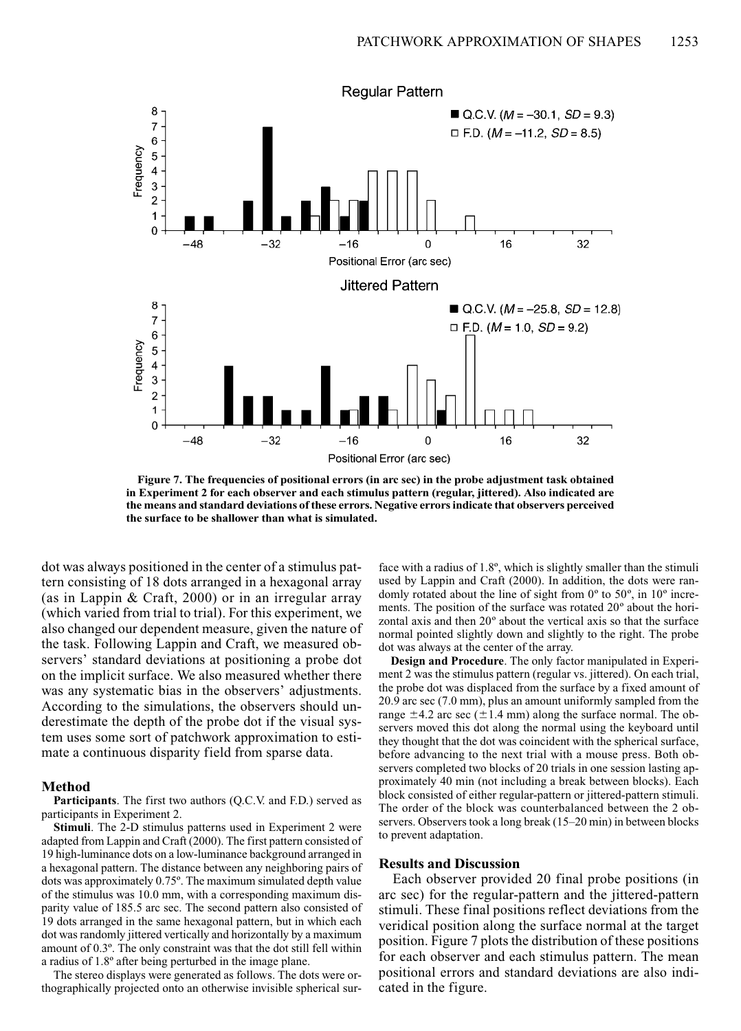Figure 7. The frequencies of positional errors (in arc sec) in the probe adjustment task obtained in Experiment 2 for each observer and each stimulus pattern (regular, jittered). Also indicated are the means and standard deviations of these errors. Negative errors indicate that observers perceived the surface to be shallower than what is simulated.

dot was always positioned in the center of a stimulus pattern consisting of 18 dots arranged in a hexagonal array (as in Lappin & Craft, 2000) or in an irregular array (which varied from trial to trial). For this experiment, we also changed our dependent measure, given the nature of the task. Following Lappin and Craft, we measured observers' standard deviations at positioning a probe dot on the implicit surface. We also measured whether there was any systematic bias in the observers' adjustments. According to the simulations, the observers should underestimate the depth of the probe dot if the visual system uses some sort of patchwork approximation to estimate a continuous disparity field from sparse data.

## Method

**Participants**. The first two authors (Q.C.V. and F.D.) served as participants in Experiment 2.

**Stimuli**. The 2-D stimulus patterns used in Experiment 2 were adapted from Lappin and Craft (2000). The first pattern consisted of 19 high-luminance dots on a low-luminance background arranged in a hexagonal pattern. The distance between any neighboring pairs of dots was approximately 0.75º. The maximum simulated depth value of the stimulus was 10.0 mm, with a corresponding maximum disparity value of 185.5 arc sec. The second pattern also consisted of 19 dots arranged in the same hexagonal pattern, but in which each dot was randomly jittered vertically and horizontally by a maximum amount of 0.3º. The only constraint was that the dot still fell within a radius of 1.8º after being perturbed in the image plane.

The stereo displays were generated as follows. The dots were orthographically projected onto an otherwise invisible spherical surface with a radius of 1.8º, which is slightly smaller than the stimuli used by Lappin and Craft (2000). In addition, the dots were randomly rotated about the line of sight from 0º to 50º, in 10º increments. The position of the surface was rotated 20º about the horizontal axis and then 20º about the vertical axis so that the surface normal pointed slightly down and slightly to the right. The probe dot was always at the center of the array.

**Design and Procedure**. The only factor manipulated in Experiment 2 was the stimulus pattern (regular vs. jittered). On each trial, the probe dot was displaced from the surface by a fixed amount of 20.9 arc sec (7.0 mm), plus an amount uniformly sampled from the range $\pm$4.2 arc sec ($\pm$1.4 mm) along the surface normal. The observers moved this dot along the normal using the keyboard until they thought that the dot was coincident with the spherical surface, before advancing to the next trial with a mouse press. Both observers completed two blocks of 20 trials in one session lasting approximately 40 min (not including a break between blocks). Each block consisted of either regular-pattern or jittered-pattern stimuli. The order of the block was counterbalanced between the 2 observers. Observers took a long break (15–20 min) in between blocks to prevent adaptation.

## Results and Discussion

Each observer provided 20 final probe positions (in arc sec) for the regular-pattern and the jittered-pattern stimuli. These final positions reflect deviations from the veridical position along the surface normal at the target position. Figure 7 plots the distribution of these positions for each observer and each stimulus pattern. The mean positional errors and standard deviations are also indicated in the figure.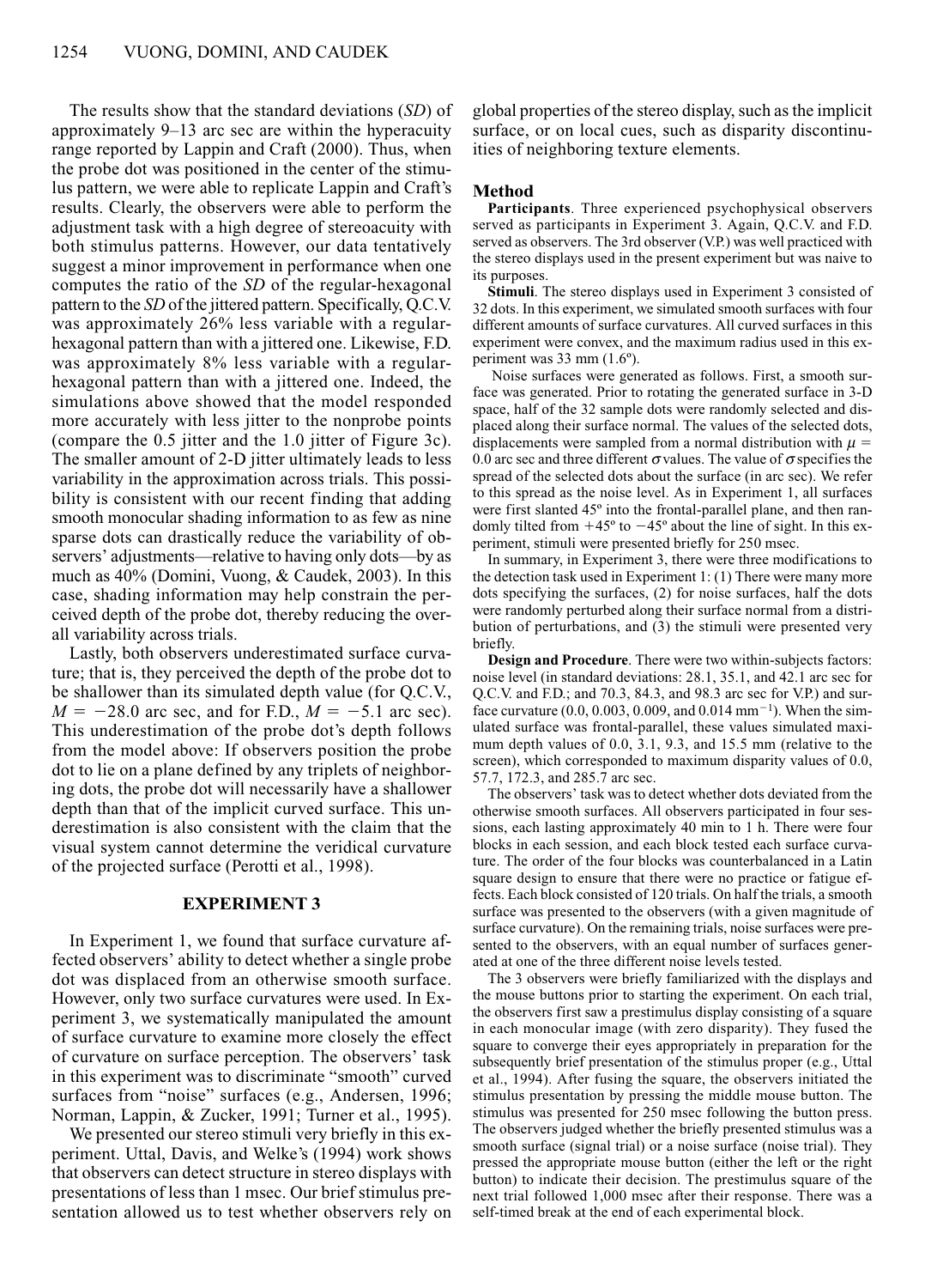The results show that the standard deviations (*SD*) of approximately 9–13 arc sec are within the hyperacuity range reported by Lappin and Craft (2000). Thus, when the probe dot was positioned in the center of the stimulus pattern, we were able to replicate Lappin and Craft's results. Clearly, the observers were able to perform the adjustment task with a high degree of stereoacuity with both stimulus patterns. However, our data tentatively suggest a minor improvement in performance when one computes the ratio of the *SD* of the regular-hexagonal pattern to the *SD* of the jittered pattern. Specifically, Q.C.V. was approximately 26% less variable with a regular-hexagonal pattern than with a jittered one. Likewise, F.D. was approximately 8% less variable with a regular-hexagonal pattern than with a jittered one. Indeed, the simulations above showed that the model responded more accurately with less jitter to the nonprobe points (compare the 0.5 jitter and the 1.0 jitter of Figure 3c). The smaller amount of 2-D jitter ultimately leads to less variability in the approximation across trials. This possibility is consistent with our recent finding that adding smooth monocular shading information to as few as nine sparse dots can drastically reduce the variability of observers' adjustments—relative to having only dots—by as much as 40% (Domini, Vuong, & Caudek, 2003). In this case, shading information may help constrain the perceived depth of the probe dot, thereby reducing the overall variability across trials.

Lastly, both observers underestimated surface curvature; that is, they perceived the depth of the probe dot to be shallower than its simulated depth value (for Q.C.V., $M = -28.0$ arc sec, and for F.D., $M = -5.1$ arc sec). This underestimation of the probe dot's depth follows from the model above: If observers position the probe dot to lie on a plane defined by any triplets of neighboring dots, the probe dot will necessarily have a shallower depth than that of the implicit curved surface. This underestimation is also consistent with the claim that the visual system cannot determine the veridical curvature of the projected surface (Perotti et al., 1998).

## EXPERIMENT 3

In Experiment 1, we found that surface curvature affected observers' ability to detect whether a single probe dot was displaced from an otherwise smooth surface. However, only two surface curvatures were used. In Experiment 3, we systematically manipulated the amount of surface curvature to examine more closely the effect of curvature on surface perception. The observers' task in this experiment was to discriminate "smooth" curved surfaces from "noise" surfaces (e.g., Andersen, 1996; Norman, Lappin, & Zucker, 1991; Turner et al., 1995).

We presented our stereo stimuli very briefly in this experiment. Uttal, Davis, and Welke's (1994) work shows that observers can detect structure in stereo displays with presentations of less than 1 msec. Our brief stimulus presentation allowed us to test whether observers rely on global properties of the stereo display, such as the implicit surface, or on local cues, such as disparity discontinuities of neighboring texture elements.

### Method

**Participants**. Three experienced psychophysical observers served as participants in Experiment 3. Again, Q.C.V. and F.D. served as observers. The 3rd observer (V.P.) was well practiced with the stereo displays used in the present experiment but was naive to its purposes.

**Stimuli**. The stereo displays used in Experiment 3 consisted of 32 dots. In this experiment, we simulated smooth surfaces with four different amounts of surface curvatures. All curved surfaces in this experiment were convex, and the maximum radius used in this experiment was 33 mm (1.6º).

Noise surfaces were generated as follows. First, a smooth surface was generated. Prior to rotating the generated surface in 3-D space, half of the 32 sample dots were randomly selected and displaced along their surface normal. The values of the selected dots, displacements were sampled from a normal distribution with $\mu = 0.0$ arc sec and three different $\sigma$ values. The value of $\sigma$ specifies the spread of the selected dots about the surface (in arc sec). We refer to this spread as the noise level. As in Experiment 1, all surfaces were first slanted 45º into the frontal-parallel plane, and then randomly tilted from $+45$º to $-45$º about the line of sight. In this experiment, stimuli were presented briefly for 250 msec.

In summary, in Experiment 3, there were three modifications to the detection task used in Experiment 1: (1) There were many more dots specifying the surfaces, (2) for noise surfaces, half the dots were randomly perturbed along their surface normal from a distribution of perturbations, and (3) the stimuli were presented very briefly.

**Design and Procedure**. There were two within-subjects factors: noise level (in standard deviations: 28.1, 35.1, and 42.1 arc sec for Q.C.V. and F.D.; and 70.3, 84.3, and 98.3 arc sec for V.P.) and surface curvature (0.0, 0.003, 0.009, and 0.014 $\text{mm}^{-1}$). When the simulated surface was frontal-parallel, these values simulated maximum depth values of 0.0, 3.1, 9.3, and 15.5 mm (relative to the screen), which corresponded to maximum disparity values of 0.0, 57.7, 172.3, and 285.7 arc sec.

The observers' task was to detect whether dots deviated from the otherwise smooth surfaces. All observers participated in four sessions, each lasting approximately 40 min to 1 h. There were four blocks in each session, and each block tested each surface curvature. The order of the four blocks was counterbalanced in a Latin square design to ensure that there were no practice or fatigue effects. Each block consisted of 120 trials. On half the trials, a smooth surface was presented to the observers (with a given magnitude of surface curvature). On the remaining trials, noise surfaces were presented to the observers, with an equal number of surfaces generated at one of the three different noise levels tested.

The 3 observers were briefly familiarized with the displays and the mouse buttons prior to starting the experiment. On each trial, the observers first saw a prestimulus display consisting of a square in each monocular image (with zero disparity). They fused the square to converge their eyes appropriately in preparation for the subsequently brief presentation of the stimulus proper (e.g., Uttal et al., 1994). After fusing the square, the observers initiated the stimulus presentation by pressing the middle mouse button. The stimulus was presented for 250 msec following the button press. The observers judged whether the briefly presented stimulus was a smooth surface (signal trial) or a noise surface (noise trial). They pressed the appropriate mouse button (either the left or the right button) to indicate their decision. The prestimulus square of the next trial followed 1,000 msec after their response. There was a self-timed break at the end of each experimental block.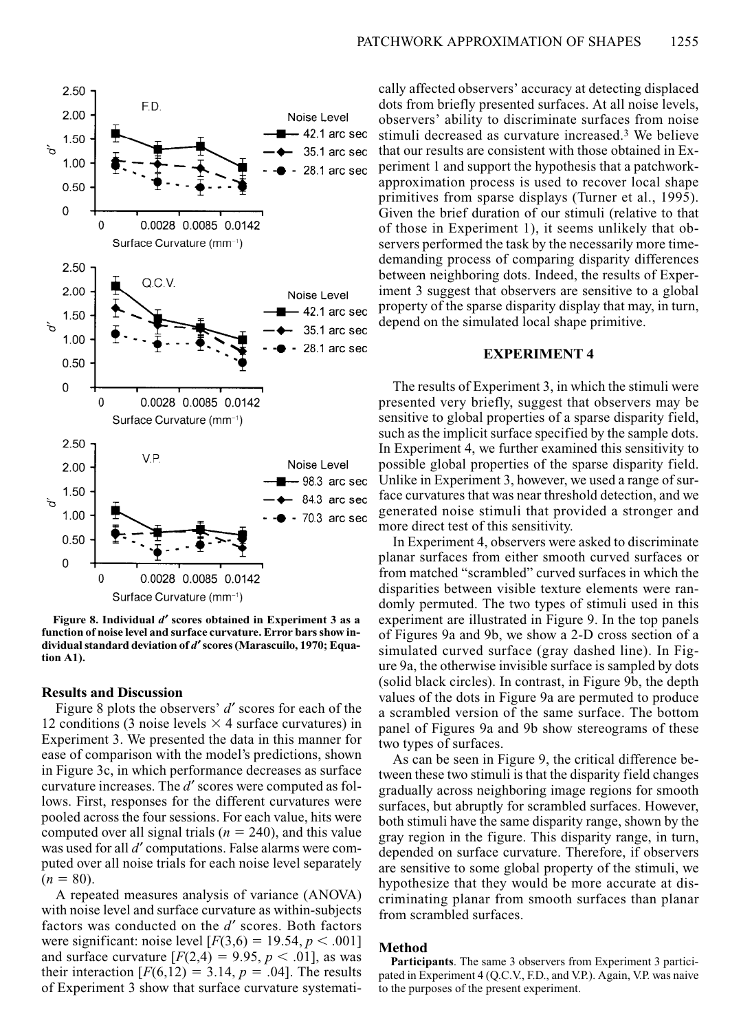**Figure 8. Individual $d'$ scores obtained in Experiment 3 as a function of noise level and surface curvature. Error bars show individual standard deviation of $d'$ scores (Marascuilo, 1970; Equation A1).**

### Results and Discussion

Figure 8 plots the observers' $d'$ scores for each of the 12 conditions (3 noise levels × 4 surface curvatures) in Experiment 3. We presented the data in this manner for ease of comparison with the model's predictions, shown in Figure 3c, in which performance decreases as surface curvature increases. The $d'$ scores were computed as follows. First, responses for the different curvatures were pooled across the four sessions. For each value, hits were computed over all signal trials ($n = 240$), and this value was used for all $d'$ computations. False alarms were computed over all noise trials for each noise level separately ($n = 80$).

A repeated measures analysis of variance (ANOVA) with noise level and surface curvature as within-subjects factors was conducted on the $d'$ scores. Both factors were significant: noise level [$F(3,6) = 19.54$, $p < .001$] and surface curvature [$F(2,4) = 9.95$, $p < .01$], as was their interaction [$F(6,12) = 3.14$, $p = .04$]. The results of Experiment 3 show that surface curvature systematically affected observers' accuracy at detecting displaced dots from briefly presented surfaces. At all noise levels, observers' ability to discriminate surfaces from noise stimuli decreased as curvature increased.[3] We believe that our results are consistent with those obtained in Experiment 1 and support the hypothesis that a patchwork-approximation process is used to recover local shape primitives from sparse displays (Turner et al., 1995). Given the brief duration of our stimuli (relative to that of those in Experiment 1), it seems unlikely that observers performed the task by the necessarily more time-demanding process of comparing disparity differences between neighboring dots. Indeed, the results of Experiment 3 suggest that observers are sensitive to a global property of the sparse disparity display that may, in turn, depend on the simulated local shape primitive.

## EXPERIMENT 4

The results of Experiment 3, in which the stimuli were presented very briefly, suggest that observers may be sensitive to global properties of a sparse disparity field, such as the implicit surface specified by the sample dots. In Experiment 4, we further examined this sensitivity to possible global properties of the sparse disparity field. Unlike in Experiment 3, however, we used a range of surface curvatures that was near threshold detection, and we generated noise stimuli that provided a stronger and more direct test of this sensitivity.

In Experiment 4, observers were asked to discriminate planar surfaces from either smooth curved surfaces or from matched "scrambled" curved surfaces in which the disparities between visible texture elements were randomly permuted. The two types of stimuli used in this experiment are illustrated in Figure 9. In the top panels of Figures 9a and 9b, we show a 2-D cross section of a simulated curved surface (gray dashed line). In Figure 9a, the otherwise invisible surface is sampled by dots (solid black circles). In contrast, in Figure 9b, the depth values of the dots in Figure 9a are permuted to produce a scrambled version of the same surface. The bottom panel of Figures 9a and 9b show stereograms of these two types of surfaces.

As can be seen in Figure 9, the critical difference between these two stimuli is that the disparity field changes gradually across neighboring image regions for smooth surfaces, but abruptly for scrambled surfaces. However, both stimuli have the same disparity range, shown by the gray region in the figure. This disparity range, in turn, depended on surface curvature. Therefore, if observers are sensitive to some global property of the stimuli, we hypothesize that they would be more accurate at discriminating planar from smooth surfaces than planar from scrambled surfaces.

### Method

**Participants**. The same 3 observers from Experiment 3 participated in Experiment 4 (Q.C.V., F.D., and V.P.). Again, V.P. was naive to the purposes of the present experiment.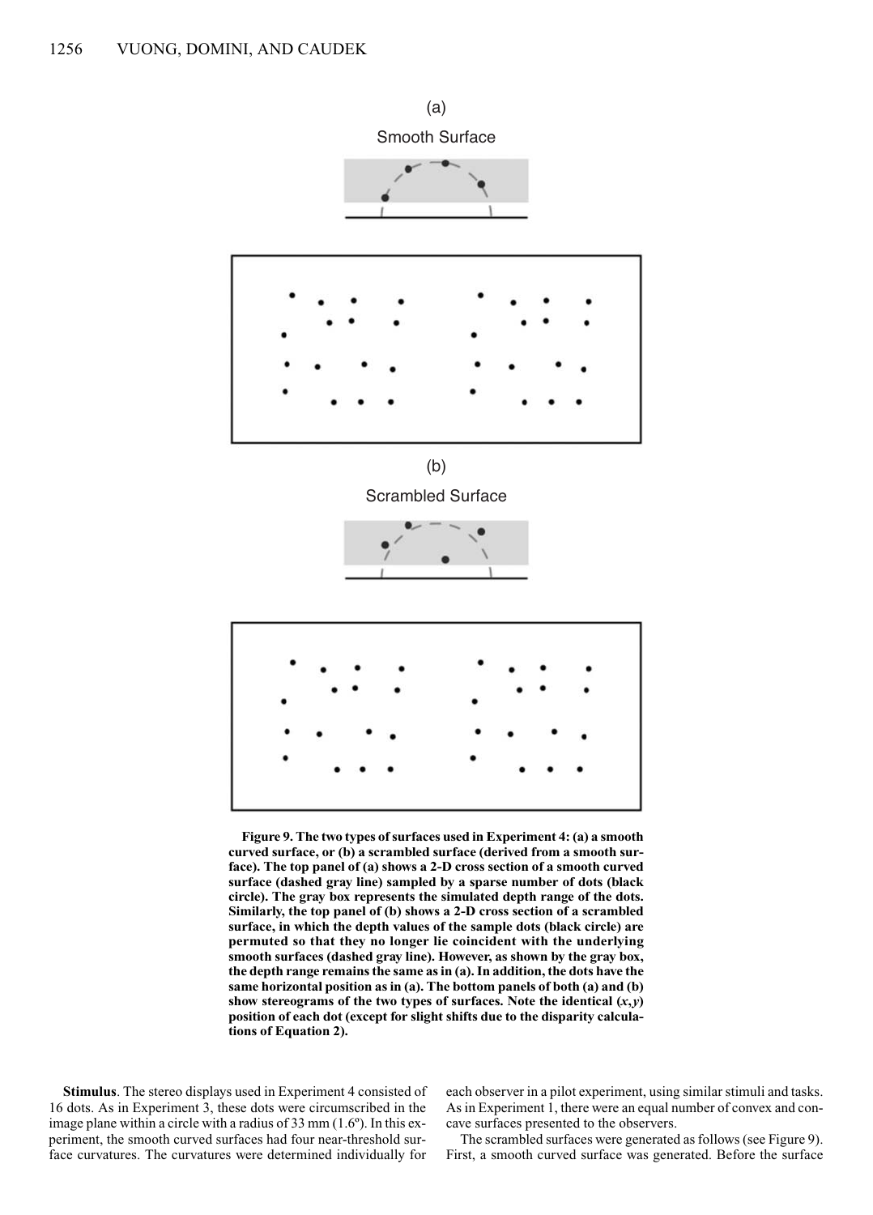(a)

Smooth Surface

(b)

Scrambled Surface

**Figure 9. The two types of surfaces used in Experiment 4: (a) a smooth curved surface, or (b) a scrambled surface (derived from a smooth surface). The top panel of (a) shows a 2-D cross section of a smooth curved surface (dashed gray line) sampled by a sparse number of dots (black circle). The gray box represents the simulated depth range of the dots. Similarly, the top panel of (b) shows a 2-D cross section of a scrambled surface, in which the depth values of the sample dots (black circle) are permuted so that they no longer lie coincident with the underlying smooth surfaces (dashed gray line). However, as shown by the gray box, the depth range remains the same as in (a). In addition, the dots have the same horizontal position as in (a). The bottom panels of both (a) and (b) show stereograms of the two types of surfaces. Note the identical ($x$,$y$) position of each dot (except for slight shifts due to the disparity calculations of Equation 2).**

**Stimulus**. The stereo displays used in Experiment 4 consisted of 16 dots. As in Experiment 3, these dots were circumscribed in the image plane within a circle with a radius of 33 mm (1.6º). In this experiment, the smooth curved surfaces had four near-threshold surface curvatures. The curvatures were determined individually for each observer in a pilot experiment, using similar stimuli and tasks. As in Experiment 1, there were an equal number of convex and concave surfaces presented to the observers.

The scrambled surfaces were generated as follows (see Figure 9). First, a smooth curved surface was generated. Before the surface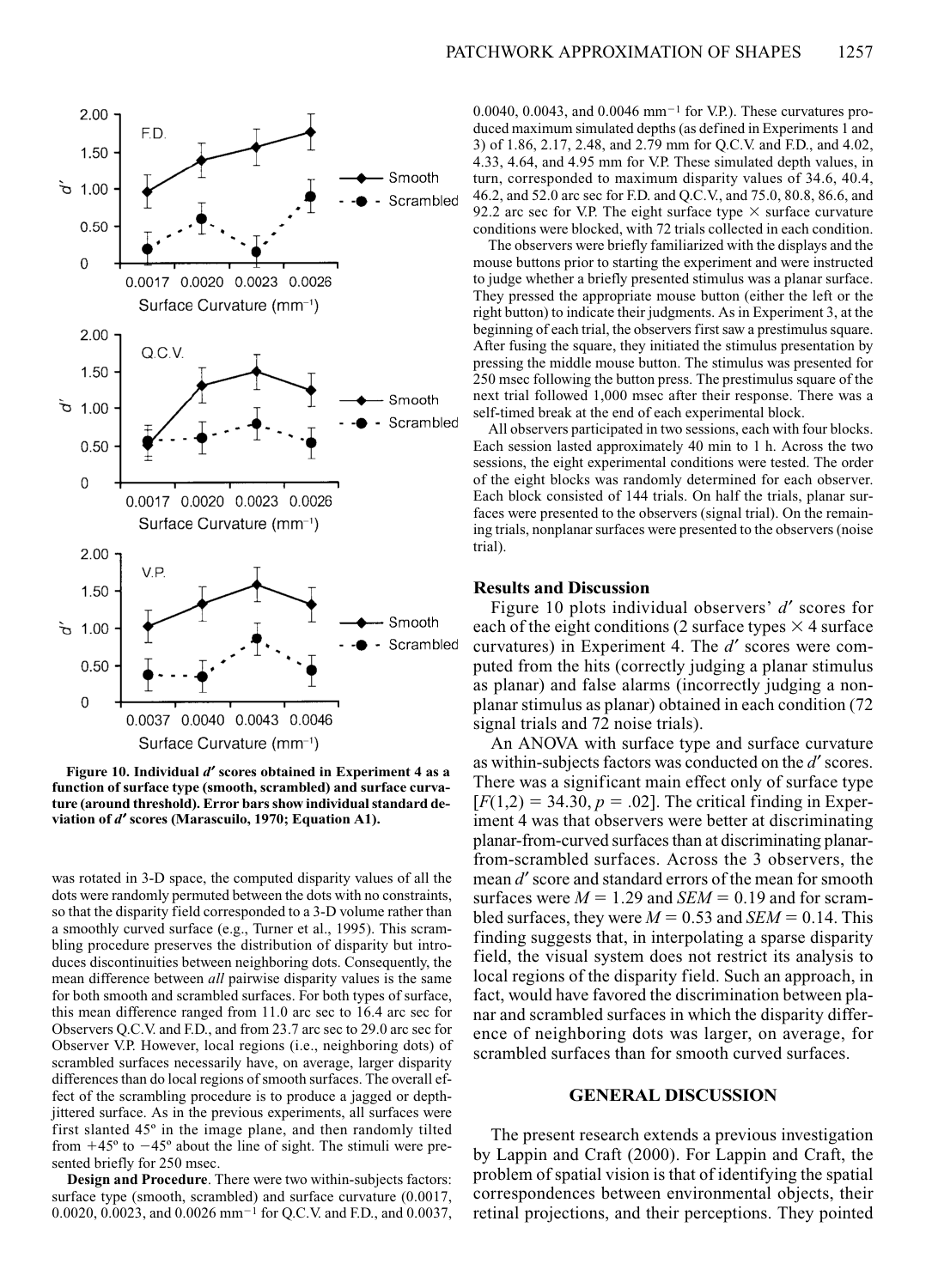Figure 10. Individual $d'$ scores obtained in Experiment 4 as a function of surface type (smooth, scrambled) and surface curvature (around threshold). Error bars show individual standard deviation of $d'$ scores (Marascuilo, 1970; Equation A1).

was rotated in 3-D space, the computed disparity values of all the dots were randomly permuted between the dots with no constraints, so that the disparity field corresponded to a 3-D volume rather than a smoothly curved surface (e.g., Turner et al., 1995). This scrambling procedure preserves the distribution of disparity but introduces discontinuities between neighboring dots. Consequently, the mean difference between *all* pairwise disparity values is the same for both smooth and scrambled surfaces. For both types of surface, this mean difference ranged from 11.0 arc sec to 16.4 arc sec for Observers Q.C.V. and F.D., and from 23.7 arc sec to 29.0 arc sec for Observer V.P. However, local regions (i.e., neighboring dots) of scrambled surfaces necessarily have, on average, larger disparity differences than do local regions of smooth surfaces. The overall effect of the scrambling procedure is to produce a jagged or depth-jittered surface. As in the previous experiments, all surfaces were first slanted 45º in the image plane, and then randomly tilted from +45º to −45º about the line of sight. The stimuli were presented briefly for 250 msec.

**Design and Procedure**. There were two within-subjects factors: surface type (smooth, scrambled) and surface curvature (0.0017, 0.0020, 0.0023, and 0.0026 mm$^{-1}$ for Q.C.V. and F.D., and 0.0037, 0.0040, 0.0043, and 0.0046 mm$^{-1}$ for V.P.). These curvatures produced maximum simulated depths (as defined in Experiments 1 and 3) of 1.86, 2.17, 2.48, and 2.79 mm for Q.C.V. and F.D., and 4.02, 4.33, 4.64, and 4.95 mm for V.P. These simulated depth values, in turn, corresponded to maximum disparity values of 34.6, 40.4, 46.2, and 52.0 arc sec for F.D. and Q.C.V., and 75.0, 80.8, 86.6, and 92.2 arc sec for V.P. The eight surface type × surface curvature conditions were blocked, with 72 trials collected in each condition.

The observers were briefly familiarized with the displays and the mouse buttons prior to starting the experiment and were instructed to judge whether a briefly presented stimulus was a planar surface. They pressed the appropriate mouse button (either the left or the right button) to indicate their judgments. As in Experiment 3, at the beginning of each trial, the observers first saw a prestimulus square. After fusing the square, they initiated the stimulus presentation by pressing the middle mouse button. The stimulus was presented for 250 msec following the button press. The prestimulus square of the next trial followed 1,000 msec after their response. There was a self-timed break at the end of each experimental block.

All observers participated in two sessions, each with four blocks. Each session lasted approximately 40 min to 1 h. Across the two sessions, the eight experimental conditions were tested. The order of the eight blocks was randomly determined for each observer. Each block consisted of 144 trials. On half the trials, planar surfaces were presented to the observers (signal trial). On the remaining trials, nonplanar surfaces were presented to the observers (noise trial).

### Results and Discussion

Figure 10 plots individual observers' $d'$ scores for each of the eight conditions (2 surface types × 4 surface curvatures) in Experiment 4. The $d'$ scores were computed from the hits (correctly judging a planar stimulus as planar) and false alarms (incorrectly judging a nonplanar stimulus as planar) obtained in each condition (72 signal trials and 72 noise trials).

An ANOVA with surface type and surface curvature as within-subjects factors was conducted on the $d'$ scores. There was a significant main effect only of surface type [$F(1,2) = 34.30$, $p = .02$]. The critical finding in Experiment 4 was that observers were better at discriminating planar-from-curved surfaces than at discriminating planar-from-scrambled surfaces. Across the 3 observers, the mean $d'$ score and standard errors of the mean for smooth surfaces were $M = 1.29$ and $SEM = 0.19$ and for scrambled surfaces, they were $M = 0.53$ and $SEM = 0.14$. This finding suggests that, in interpolating a sparse disparity field, the visual system does not restrict its analysis to local regions of the disparity field. Such an approach, in fact, would have favored the discrimination between planar and scrambled surfaces in which the disparity difference of neighboring dots was larger, on average, for scrambled surfaces than for smooth curved surfaces.

## GENERAL DISCUSSION

The present research extends a previous investigation by Lappin and Craft (2000). For Lappin and Craft, the problem of spatial vision is that of identifying the spatial correspondences between environmental objects, their retinal projections, and their perceptions. They pointed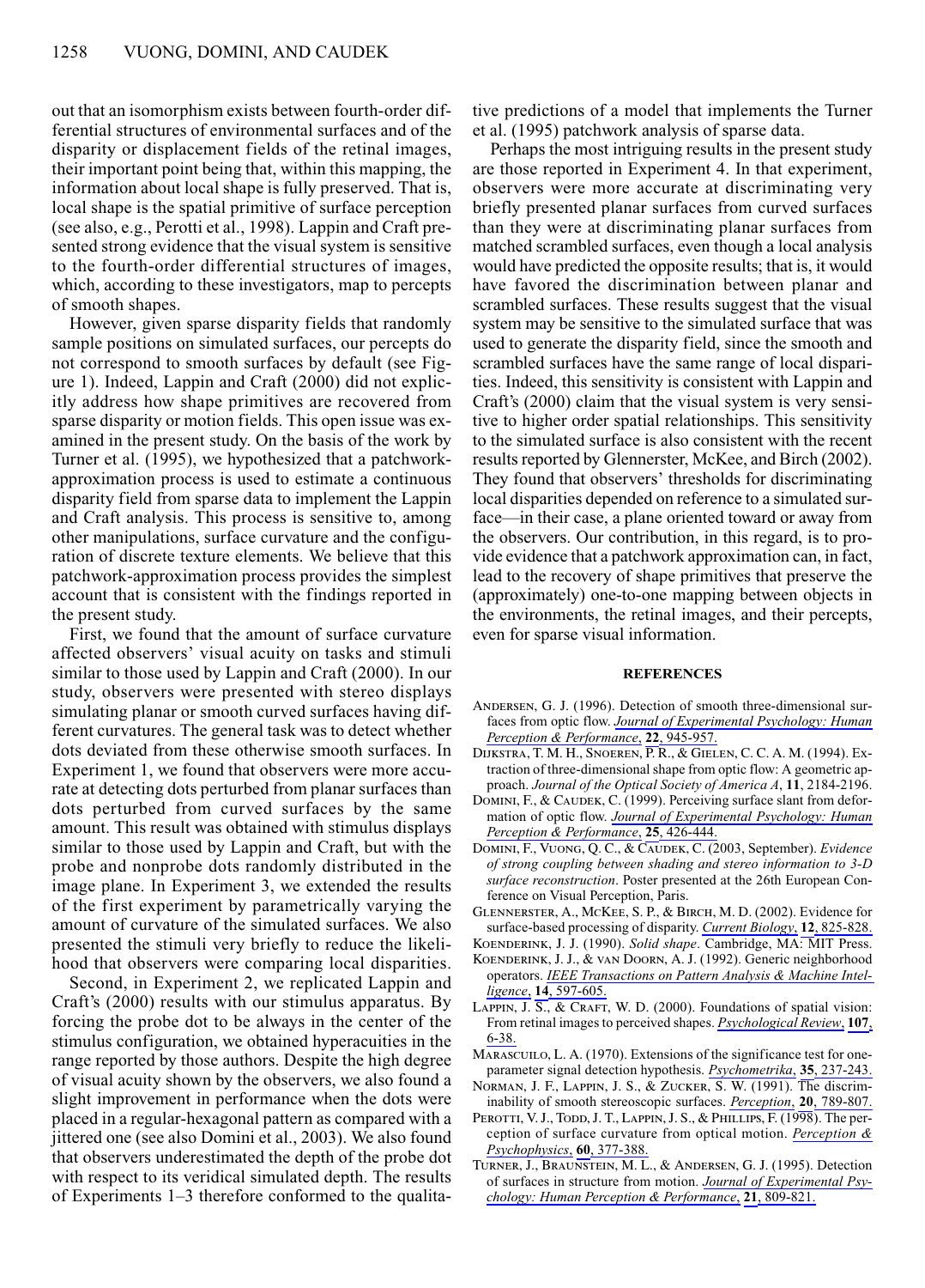out that an isomorphism exists between fourth-order differential structures of environmental surfaces and of the disparity or displacement fields of the retinal images, their important point being that, within this mapping, the information about local shape is fully preserved. That is, local shape is the spatial primitive of surface perception (see also, e.g., Perotti et al., 1998). Lappin and Craft presented strong evidence that the visual system is sensitive to the fourth-order differential structures of images, which, according to these investigators, map to percepts of smooth shapes.

However, given sparse disparity fields that randomly sample positions on simulated surfaces, our percepts do not correspond to smooth surfaces by default (see Figure 1). Indeed, Lappin and Craft (2000) did not explicitly address how shape primitives are recovered from sparse disparity or motion fields. This open issue was examined in the present study. On the basis of the work by Turner et al. (1995), we hypothesized that a patchwork-approximation process is used to estimate a continuous disparity field from sparse data to implement the Lappin and Craft analysis. This process is sensitive to, among other manipulations, surface curvature and the configuration of discrete texture elements. We believe that this patchwork-approximation process provides the simplest account that is consistent with the findings reported in the present study.

First, we found that the amount of surface curvature affected observers' visual acuity on tasks and stimuli similar to those used by Lappin and Craft (2000). In our study, observers were presented with stereo displays simulating planar or smooth curved surfaces having different curvatures. The general task was to detect whether dots deviated from these otherwise smooth surfaces. In Experiment 1, we found that observers were more accurate at detecting dots perturbed from planar surfaces than dots perturbed from curved surfaces by the same amount. This result was obtained with stimulus displays similar to those used by Lappin and Craft, but with the probe and nonprobe dots randomly distributed in the image plane. In Experiment 3, we extended the results of the first experiment by parametrically varying the amount of curvature of the simulated surfaces. We also presented the stimuli very briefly to reduce the likelihood that observers were comparing local disparities.

Second, in Experiment 2, we replicated Lappin and Craft's (2000) results with our stimulus apparatus. By forcing the probe dot to be always in the center of the stimulus configuration, we obtained hyperacuities in the range reported by those authors. Despite the high degree of visual acuity shown by the observers, we also found a slight improvement in performance when the dots were placed in a regular-hexagonal pattern as compared with a jittered one (see also Domini et al., 2003). We also found that observers underestimated the depth of the probe dot with respect to its veridical simulated depth. The results of Experiments 1–3 therefore conformed to the qualitative predictions of a model that implements the Turner et al. (1995) patchwork analysis of sparse data.

Perhaps the most intriguing results in the present study are those reported in Experiment 4. In that experiment, observers were more accurate at discriminating very briefly presented planar surfaces from curved surfaces than they were at discriminating planar surfaces from matched scrambled surfaces, even though a local analysis would have predicted the opposite results; that is, it would have favored the discrimination between planar and scrambled surfaces. These results suggest that the visual system may be sensitive to the simulated surface that was used to generate the disparity field, since the smooth and scrambled surfaces have the same range of local disparities. Indeed, this sensitivity is consistent with Lappin and Craft's (2000) claim that the visual system is very sensitive to higher order spatial relationships. This sensitivity to the simulated surface is also consistent with the recent results reported by Glennerster, McKee, and Birch (2002). They found that observers' thresholds for discriminating local disparities depended on reference to a simulated surface—in their case, a plane oriented toward or away from the observers. Our contribution, in this regard, is to provide evidence that a patchwork approximation can, in fact, lead to the recovery of shape primitives that preserve the (approximately) one-to-one mapping between objects in the environments, the retinal images, and their percepts, even for sparse visual information.

## REFERENCES

Andersen, G. J. (1996). Detection of smooth three-dimensional surfaces from optic flow. *Journal of Experimental Psychology: Human Perception & Performance*, **22**, 945-957.

Dijkstra, T. M. H., Snoeren, P. R., & Gielen, C. C. A. M. (1994). Extraction of three-dimensional shape from optic flow: A geometric approach. *Journal of the Optical Society of America A*, **11**, 2184-2196.

Domini, F., & Caudek, C. (1999). Perceiving surface slant from deformation of optic flow. *Journal of Experimental Psychology: Human Perception & Performance*, **25**, 426-444.

Domini, F., Vuong, Q. C., & Caudek, C. (2003, September). *Evidence of strong coupling between shading and stereo information to 3-D surface reconstruction*. Poster presented at the 26th European Conference on Visual Perception, Paris.

Glennerster, A., McKee, S. P., & Birch, M. D. (2002). Evidence for surface-based processing of disparity. *Current Biology*, **12**, 825-828.

Koenderink, J. J. (1990). *Solid shape*. Cambridge, MA: MIT Press.

Koenderink, J. J., & van Doorn, A. J. (1992). Generic neighborhood operators. *IEEE Transactions on Pattern Analysis & Machine Intelligence*, **14**, 597-605.

Lappin, J. S., & Craft, W. D. (2000). Foundations of spatial vision: From retinal images to perceived shapes. *Psychological Review*, **107**, 6-38.

Marascuilo, L. A. (1970). Extensions of the significance test for one-parameter signal detection hypothesis. *Psychometrika*, **35**, 237-243.

Norman, J. F., Lappin, J. S., & Zucker, S. W. (1991). The discriminability of smooth stereoscopic surfaces. *Perception*, **20**, 789-807.

Perotti, V. J., Todd, J. T., Lappin, J. S., & Phillips, F. (1998). The perception of surface curvature from optical motion. *Perception & Psychophysics*, **60**, 377-388.

Turner, J., Braunstein, M. L., & Andersen, G. J. (1995). Detection of surfaces in structure from motion. *Journal of Experimental Psychology: Human Perception & Performance*, **21**, 809-821.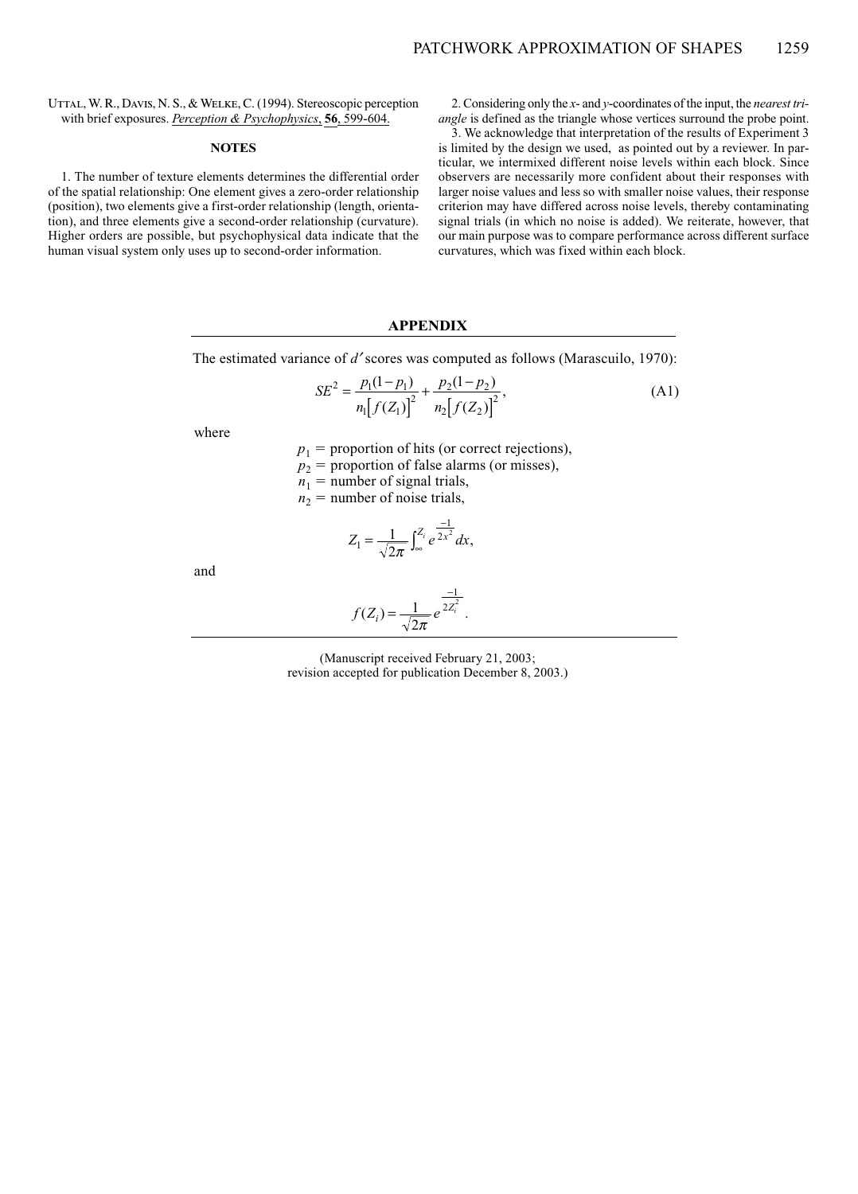Uttal, W. R., Davis, N. S., & Welke, C. (1994). Stereoscopic perception with brief exposures. *Perception & Psychophysics*, **56**, 599-604.

## NOTES

1. The number of texture elements determines the differential order of the spatial relationship: One element gives a zero-order relationship (position), two elements give a first-order relationship (length, orientation), and three elements give a second-order relationship (curvature). Higher orders are possible, but psychophysical data indicate that the human visual system only uses up to second-order information.

2. Considering only the *x*- and *y*-coordinates of the input, the *nearest triangle* is defined as the triangle whose vertices surround the probe point.

3. We acknowledge that interpretation of the results of Experiment 3 is limited by the design we used, as pointed out by a reviewer. In particular, we intermixed different noise levels within each block. Since observers are necessarily more confident about their responses with larger noise values and less so with smaller noise values, their response criterion may have differed across noise levels, thereby contaminating signal trials (in which no noise is added). We reiterate, however, that our main purpose was to compare performance across different surface curvatures, which was fixed within each block.

## APPENDIX

The estimated variance of $d'$ scores was computed as follows (Marascuilo, 1970):

$$SE^2 = \frac{p_1(1-p_1)}{n_1\left[f(Z_1)\right]^2} + \frac{p_2(1-p_2)}{n_2\left[f(Z_2)\right]^2}, \tag{A1}$$

where

$p_1$ = proportion of hits (or correct rejections),
$p_2$ = proportion of false alarms (or misses),
$n_1$ = number of signal trials,
$n_2$ = number of noise trials,

$$Z_1 = \frac{1}{\sqrt{2\pi}} \int_{\infty}^{Z_i} e^{\frac{-1}{2x^2}} dx,$$

and

$$f(Z_i) = \frac{1}{\sqrt{2\pi}} e^{\frac{-1}{2Z_i^2}}.$$

(Manuscript received February 21, 2003;
revision accepted for publication December 8, 2003.)